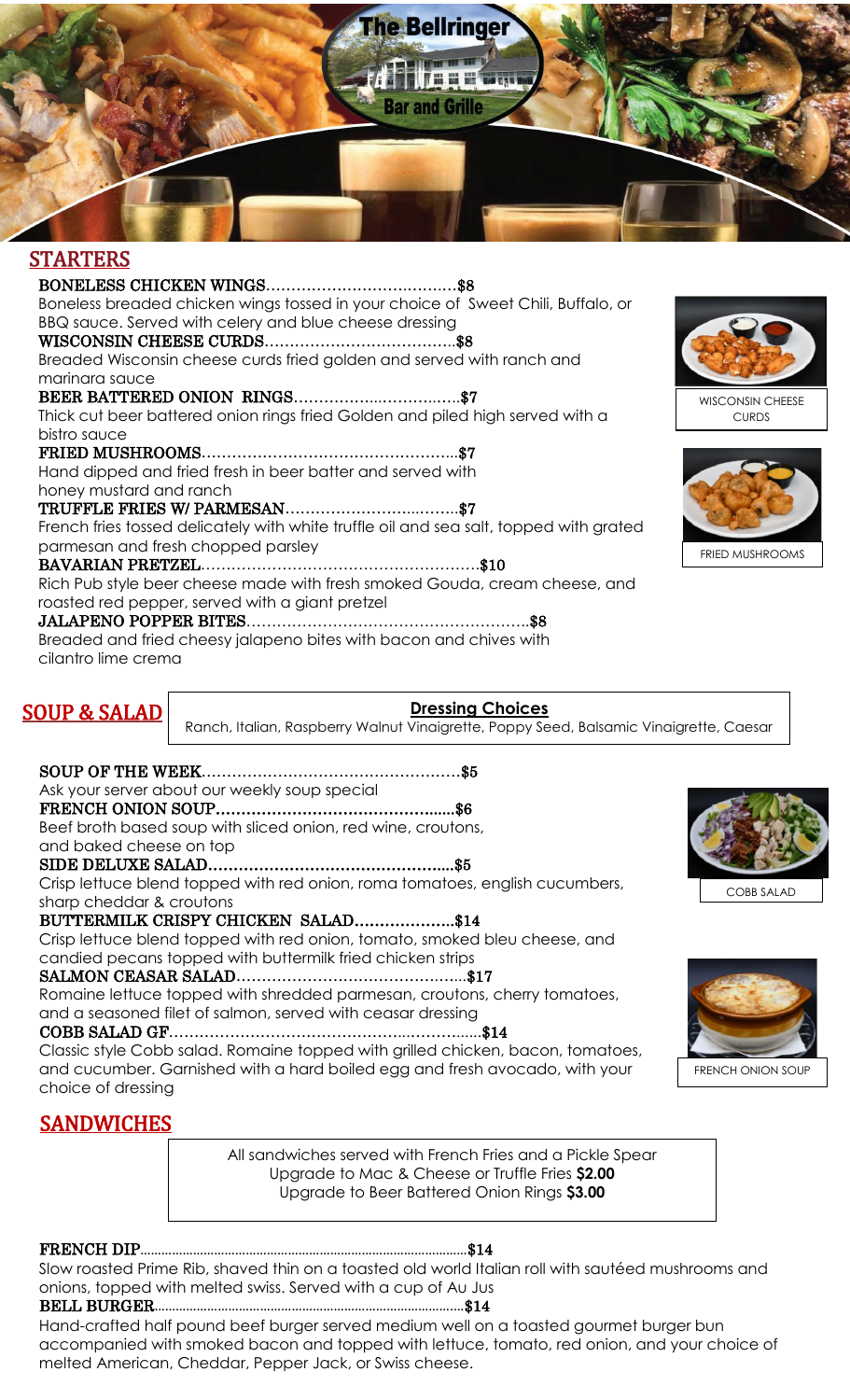# The Bellringer Bar and Grille

## STARTERS

**BONELESS CHICKEN WINGS**……………………………….$8
Boneless breaded chicken wings tossed in your choice of Sweet Chili, Buffalo, or BBQ sauce. Served with celery and blue cheese dressing

**WISCONSIN CHEESE CURDS**……………………………….$8
Breaded Wisconsin cheese curds fried golden and served with ranch and marinara sauce

**BEER BATTERED ONION RINGS**……………………………$7
Thick cut beer battered onion rings fried Golden and piled high served with a bistro sauce

**FRIED MUSHROOMS**…………………………………………$7
Hand dipped and fried fresh in beer batter and served with honey mustard and ranch

**TRUFFLE FRIES W/ PARMESAN**……………………………$7
French fries tossed delicately with white truffle oil and sea salt, topped with grated parmesan and fresh chopped parsley

**BAVARIAN PRETZEL**……………………………………………$10
Rich Pub style beer cheese made with fresh smoked Gouda, cream cheese, and roasted red pepper, served with a giant pretzel

**JALAPENO POPPER BITES**……………………………………………$8
Breaded and fried cheesy jalapeno bites with bacon and chives with cilantro lime crema

WISCONSIN CHEESE CURDS

FRIED MUSHROOMS

## SOUP & SALAD

**Dressing Choices**
Ranch, Italian, Raspberry Walnut Vinaigrette, Poppy Seed, Balsamic Vinaigrette, Caesar

**SOUP OF THE WEEK**…………………………………………$5
Ask your server about our weekly soup special

**FRENCH ONION SOUP**…………………………………………$6
Beef broth based soup with sliced onion, red wine, croutons, and baked cheese on top

**SIDE DELUXE SALAD**…………………………………………$5
Crisp lettuce blend topped with red onion, roma tomatoes, english cucumbers, sharp cheddar & croutons

**BUTTERMILK CRISPY CHICKEN SALAD**………………..$14
Crisp lettuce blend topped with red onion, tomato, smoked bleu cheese, and candied pecans topped with buttermilk fried chicken strips

**SALMON CEASAR SALAD**……………………………………$17
Romaine lettuce topped with shredded parmesan, croutons, cherry tomatoes, and a seasoned filet of salmon, served with ceasar dressing

**COBB SALAD GF**……………………………………………………$14
Classic style Cobb salad. Romaine topped with grilled chicken, bacon, tomatoes, and cucumber. Garnished with a hard boiled egg and fresh avocado, with your choice of dressing

COBB SALAD

FRENCH ONION SOUP

## SANDWICHES

All sandwiches served with French Fries and a Pickle Spear
Upgrade to Mac & Cheese or Truffle Fries **$2.00**
Upgrade to Beer Battered Onion Rings **$3.00**

**FRENCH DIP**……………………………………………………$14
Slow roasted Prime Rib, shaved thin on a toasted old world Italian roll with sautéed mushrooms and onions, topped with melted swiss. Served with a cup of Au Jus

**BELL BURGER**……………………………………………………$14
Hand-crafted half pound beef burger served medium well on a toasted gourmet burger bun accompanied with smoked bacon and topped with lettuce, tomato, red onion, and your choice of melted American, Cheddar, Pepper Jack, or Swiss cheese.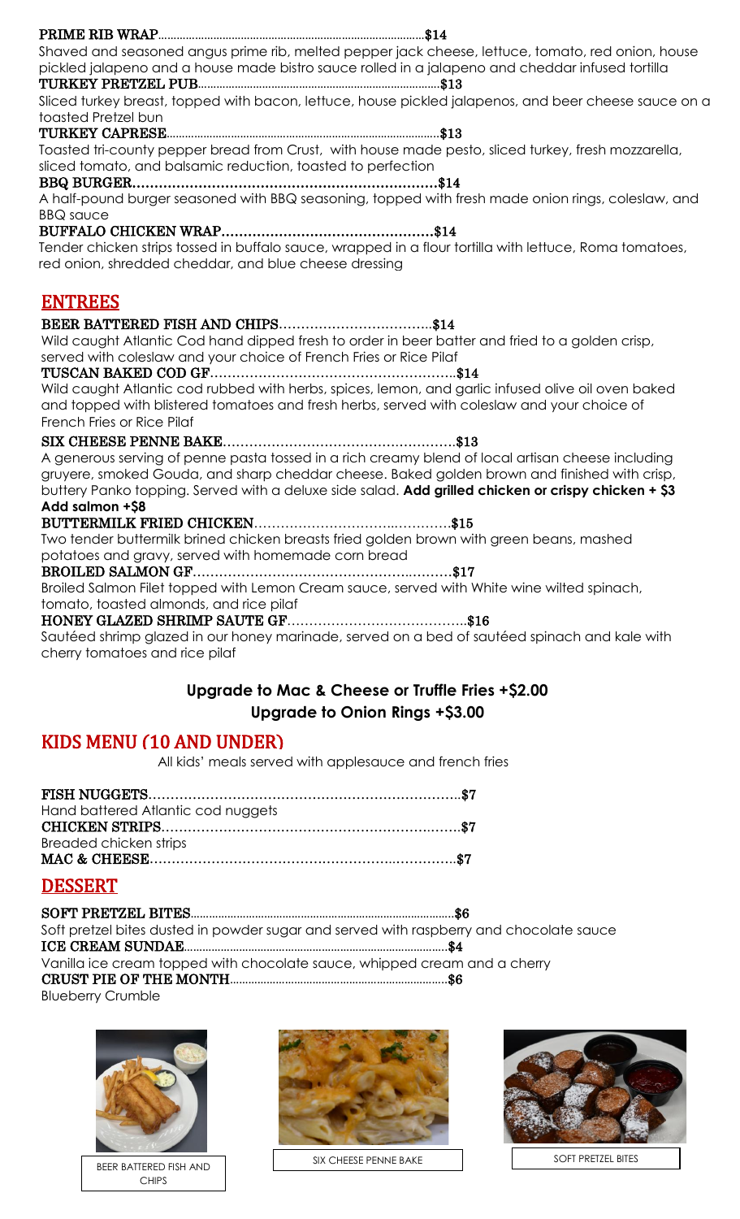**PRIME RIB WRAP**......................................................................................$14

Shaved and seasoned angus prime rib, melted pepper jack cheese, lettuce, tomato, red onion, house pickled jalapeno and a house made bistro sauce rolled in a jalapeno and cheddar infused tortilla

**TURKEY PRETZEL PUB**..............................................................................$13

Sliced turkey breast, topped with bacon, lettuce, house pickled jalapenos, and beer cheese sauce on a toasted Pretzel bun

**TURKEY CAPRESE**........................................................................................$13

Toasted tri-county pepper bread from Crust, with house made pesto, sliced turkey, fresh mozzarella, sliced tomato, and balsamic reduction, toasted to perfection

**BBQ BURGER**......................................................................$14

A half-pound burger seasoned with BBQ seasoning, topped with fresh made onion rings, coleslaw, and BBQ sauce

**BUFFALO CHICKEN WRAP**................................................$14

Tender chicken strips tossed in buffalo sauce, wrapped in a flour tortilla with lettuce, Roma tomatoes, red onion, shredded cheddar, and blue cheese dressing

## ENTREES

**BEER BATTERED FISH AND CHIPS**...................................$14

Wild caught Atlantic Cod hand dipped fresh to order in beer batter and fried to a golden crisp, served with coleslaw and your choice of French Fries or Rice Pilaf

**TUSCAN BAKED COD GF**.......................................................$14

Wild caught Atlantic cod rubbed with herbs, spices, lemon, and garlic infused olive oil oven baked and topped with blistered tomatoes and fresh herbs, served with coleslaw and your choice of French Fries or Rice Pilaf

**SIX CHEESE PENNE BAKE**....................................................$13

A generous serving of penne pasta tossed in a rich creamy blend of local artisan cheese including gruyere, smoked Gouda, and sharp cheddar cheese. Baked golden brown and finished with crisp, buttery Panko topping. Served with a deluxe side salad. **Add grilled chicken or crispy chicken + $3 Add salmon +$8**

**BUTTERMILK FRIED CHICKEN**............................................$15

Two tender buttermilk brined chicken breasts fried golden brown with green beans, mashed potatoes and gravy, served with homemade corn bread

**BROILED SALMON GF**........................................................$17

Broiled Salmon Filet topped with Lemon Cream sauce, served with White wine wilted spinach, tomato, toasted almonds, and rice pilaf

**HONEY GLAZED SHRIMP SAUTE GF**.......................................$16

Sautéed shrimp glazed in our honey marinade, served on a bed of sautéed spinach and kale with cherry tomatoes and rice pilaf

**Upgrade to Mac & Cheese or Truffle Fries +$2.00**

**Upgrade to Onion Rings +$3.00**

## KIDS MENU (10 AND UNDER)

All kids' meals served with applesauce and french fries

**FISH NUGGETS**......................................................................$7

Hand battered Atlantic cod nuggets

**CHICKEN STRIPS**..................................................................$7

Breaded chicken strips

**MAC & CHEESE**....................................................................$7

## DESSERT

**SOFT PRETZEL BITES**.......................................................................................$6

Soft pretzel bites dusted in powder sugar and served with raspberry and chocolate sauce

**ICE CREAM SUNDAE**.......................................................................................$4

Vanilla ice cream topped with chocolate sauce, whipped cream and a cherry

**CRUST PIE OF THE MONTH**.........................................................................$6

Blueberry Crumble

BEER BATTERED FISH AND CHIPS

SIX CHEESE PENNE BAKE

SOFT PRETZEL BITES